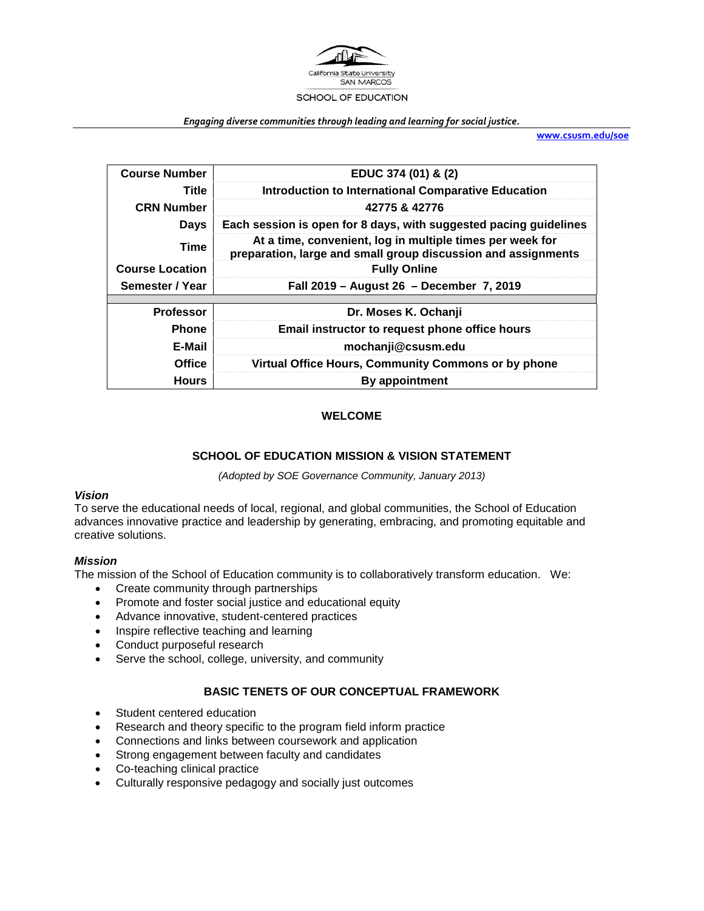California State University
SAN MARCOS

SCHOOL OF EDUCATION

*Engaging diverse communities through leading and learning for social justice.*

www.csusm.edu/soe

| **Course Number** | **EDUC 374 (01) & (2)** |
|---|---|
| **Title** | **Introduction to International Comparative Education** |
| **CRN Number** | **42775 & 42776** |
| **Days** | **Each session is open for 8 days, with suggested pacing guidelines** |
| **Time** | **At a time, convenient, log in multiple times per week for preparation, large and small group discussion and assignments** |
| **Course Location** | **Fully Online** |
| **Semester / Year** | **Fall 2019 – August 26 – December 7, 2019** |
| **Professor** | **Dr. Moses K. Ochanji** |
| **Phone** | **Email instructor to request phone office hours** |
| **E-Mail** | **mochanji@csusm.edu** |
| **Office** | **Virtual Office Hours, Community Commons or by phone** |
| **Hours** | **By appointment** |

## WELCOME

## SCHOOL OF EDUCATION MISSION & VISION STATEMENT

*(Adopted by SOE Governance Community, January 2013)*

### *Vision*

To serve the educational needs of local, regional, and global communities, the School of Education advances innovative practice and leadership by generating, embracing, and promoting equitable and creative solutions.

### *Mission*

The mission of the School of Education community is to collaboratively transform education. We:

- Create community through partnerships
- Promote and foster social justice and educational equity
- Advance innovative, student-centered practices
- Inspire reflective teaching and learning
- Conduct purposeful research
- Serve the school, college, university, and community

## BASIC TENETS OF OUR CONCEPTUAL FRAMEWORK

- Student centered education
- Research and theory specific to the program field inform practice
- Connections and links between coursework and application
- Strong engagement between faculty and candidates
- Co-teaching clinical practice
- Culturally responsive pedagogy and socially just outcomes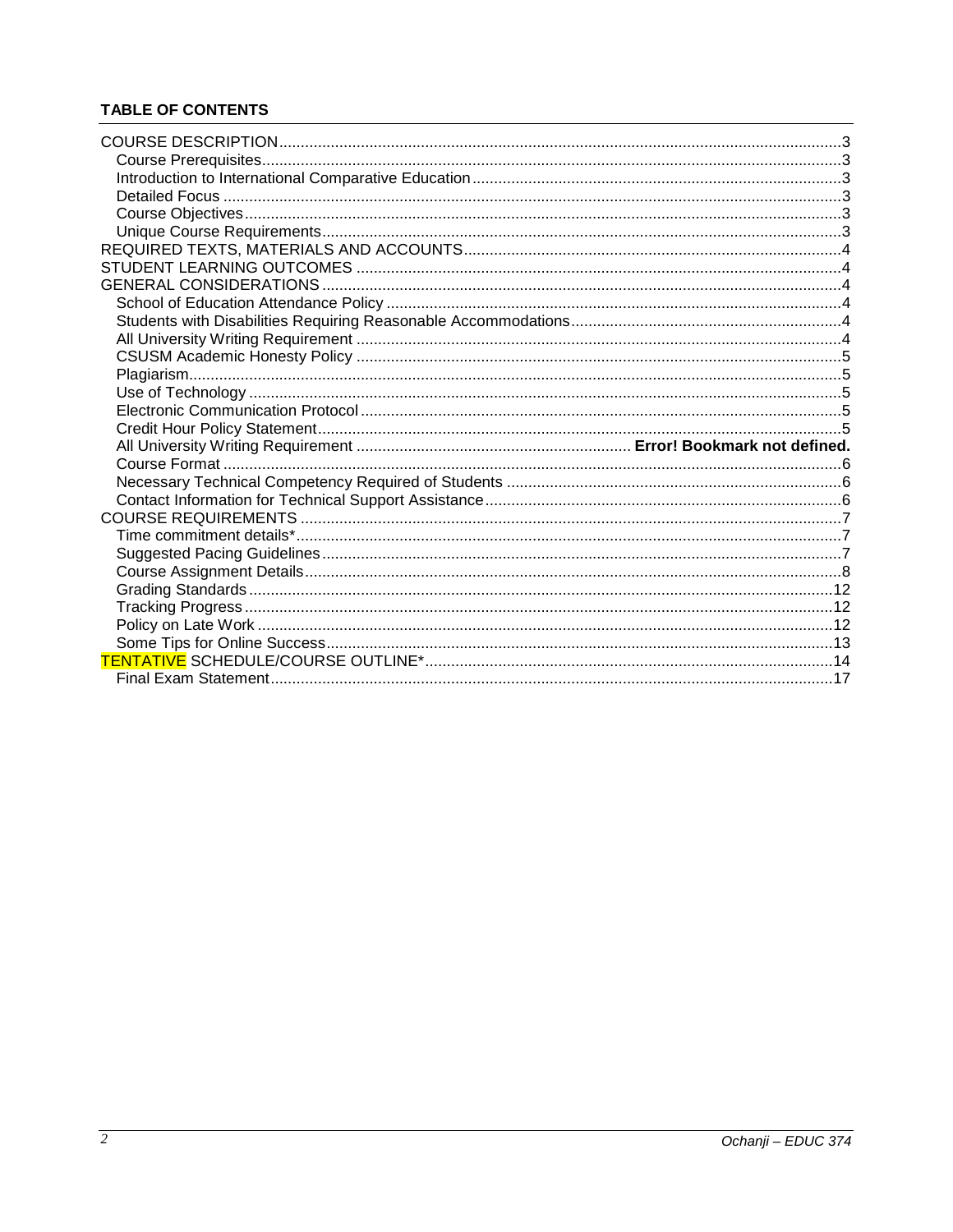## TABLE OF CONTENTS

- COURSE DESCRIPTION ... 3
  - Course Prerequisites ... 3
  - Introduction to International Comparative Education ... 3
  - Detailed Focus ... 3
  - Course Objectives ... 3
  - Unique Course Requirements ... 3
- REQUIRED TEXTS, MATERIALS AND ACCOUNTS ... 4
- STUDENT LEARNING OUTCOMES ... 4
- GENERAL CONSIDERATIONS ... 4
  - School of Education Attendance Policy ... 4
  - Students with Disabilities Requiring Reasonable Accommodations ... 4
  - All University Writing Requirement ... 4
  - CSUSM Academic Honesty Policy ... 5
  - Plagiarism ... 5
  - Use of Technology ... 5
  - Electronic Communication Protocol ... 5
  - Credit Hour Policy Statement ... 5
  - All University Writing Requirement ... **Error! Bookmark not defined.**
  - Course Format ... 6
  - Necessary Technical Competency Required of Students ... 6
  - Contact Information for Technical Support Assistance ... 6
- COURSE REQUIREMENTS ... 7
  - Time commitment details* ... 7
  - Suggested Pacing Guidelines ... 7
  - Course Assignment Details ... 8
  - Grading Standards ... 12
  - Tracking Progress ... 12
  - Policy on Late Work ... 12
  - Some Tips for Online Success ... 13
- TENTATIVE SCHEDULE/COURSE OUTLINE* ... 14
  - Final Exam Statement ... 17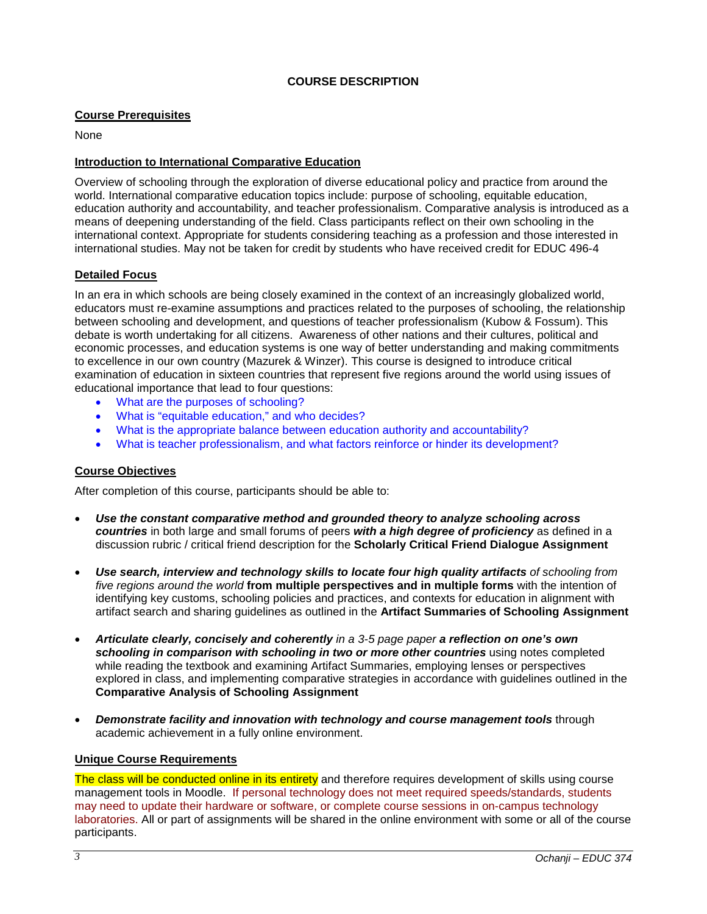# COURSE DESCRIPTION

## Course Prerequisites

None

## Introduction to International Comparative Education

Overview of schooling through the exploration of diverse educational policy and practice from around the world. International comparative education topics include: purpose of schooling, equitable education, education authority and accountability, and teacher professionalism. Comparative analysis is introduced as a means of deepening understanding of the field. Class participants reflect on their own schooling in the international context. Appropriate for students considering teaching as a profession and those interested in international studies. May not be taken for credit by students who have received credit for EDUC 496-4

## Detailed Focus

In an era in which schools are being closely examined in the context of an increasingly globalized world, educators must re-examine assumptions and practices related to the purposes of schooling, the relationship between schooling and development, and questions of teacher professionalism (Kubow & Fossum). This debate is worth undertaking for all citizens. Awareness of other nations and their cultures, political and economic processes, and education systems is one way of better understanding and making commitments to excellence in our own country (Mazurek & Winzer). This course is designed to introduce critical examination of education in sixteen countries that represent five regions around the world using issues of educational importance that lead to four questions:

- What are the purposes of schooling?
- What is "equitable education," and who decides?
- What is the appropriate balance between education authority and accountability?
- What is teacher professionalism, and what factors reinforce or hinder its development?

## Course Objectives

After completion of this course, participants should be able to:

- ***Use the constant comparative method and grounded theory to analyze schooling across countries*** in both large and small forums of peers ***with a high degree of proficiency*** as defined in a discussion rubric / critical friend description for the **Scholarly Critical Friend Dialogue Assignment**

- ***Use search, interview and technology skills to locate four high quality artifacts*** *of schooling from five regions around the world* **from multiple perspectives and in multiple forms** with the intention of identifying key customs, schooling policies and practices, and contexts for education in alignment with artifact search and sharing guidelines as outlined in the **Artifact Summaries of Schooling Assignment**

- ***Articulate clearly, concisely and coherently*** *in a 3-5 page paper* ***a reflection on one's own schooling in comparison with schooling in two or more other countries*** using notes completed while reading the textbook and examining Artifact Summaries, employing lenses or perspectives explored in class, and implementing comparative strategies in accordance with guidelines outlined in the **Comparative Analysis of Schooling Assignment**

- ***Demonstrate facility and innovation with technology and course management tools*** through academic achievement in a fully online environment.

## Unique Course Requirements

The class will be conducted online in its entirety and therefore requires development of skills using course management tools in Moodle. If personal technology does not meet required speeds/standards, students may need to update their hardware or software, or complete course sessions in on-campus technology laboratories. All or part of assignments will be shared in the online environment with some or all of the course participants.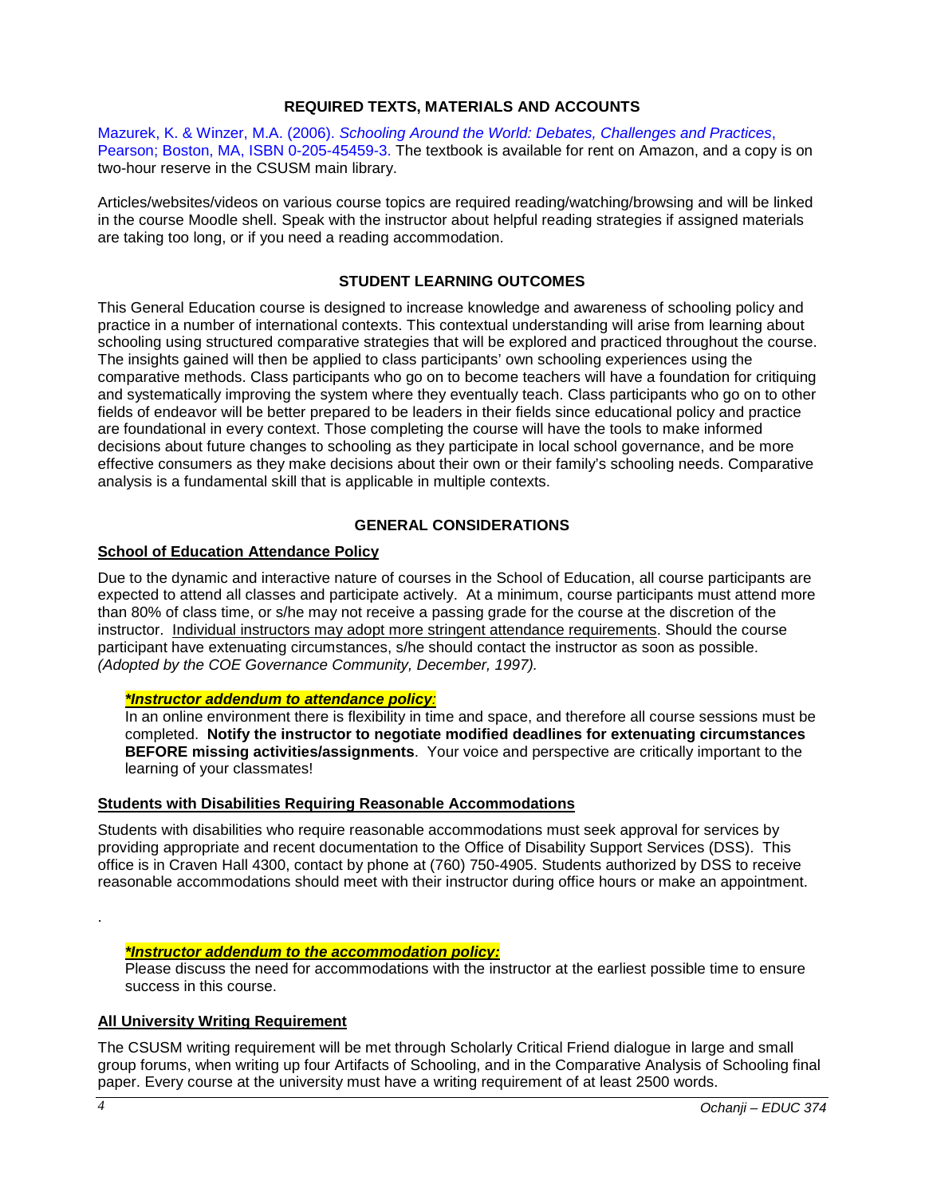## REQUIRED TEXTS, MATERIALS AND ACCOUNTS

Mazurek, K. & Winzer, M.A. (2006). *Schooling Around the World: Debates, Challenges and Practices*, Pearson; Boston, MA, ISBN 0-205-45459-3. The textbook is available for rent on Amazon, and a copy is on two-hour reserve in the CSUSM main library.

Articles/websites/videos on various course topics are required reading/watching/browsing and will be linked in the course Moodle shell. Speak with the instructor about helpful reading strategies if assigned materials are taking too long, or if you need a reading accommodation.

## STUDENT LEARNING OUTCOMES

This General Education course is designed to increase knowledge and awareness of schooling policy and practice in a number of international contexts. This contextual understanding will arise from learning about schooling using structured comparative strategies that will be explored and practiced throughout the course. The insights gained will then be applied to class participants' own schooling experiences using the comparative methods. Class participants who go on to become teachers will have a foundation for critiquing and systematically improving the system where they eventually teach. Class participants who go on to other fields of endeavor will be better prepared to be leaders in their fields since educational policy and practice are foundational in every context. Those completing the course will have the tools to make informed decisions about future changes to schooling as they participate in local school governance, and be more effective consumers as they make decisions about their own or their family's schooling needs. Comparative analysis is a fundamental skill that is applicable in multiple contexts.

## GENERAL CONSIDERATIONS

### School of Education Attendance Policy

Due to the dynamic and interactive nature of courses in the School of Education, all course participants are expected to attend all classes and participate actively. At a minimum, course participants must attend more than 80% of class time, or s/he may not receive a passing grade for the course at the discretion of the instructor. Individual instructors may adopt more stringent attendance requirements. Should the course participant have extenuating circumstances, s/he should contact the instructor as soon as possible. *(Adopted by the COE Governance Community, December, 1997).*

> ***\*Instructor addendum to attendance policy:***
>
> In an online environment there is flexibility in time and space, and therefore all course sessions must be completed. **Notify the instructor to negotiate modified deadlines for extenuating circumstances BEFORE missing activities/assignments**. Your voice and perspective are critically important to the learning of your classmates!

### Students with Disabilities Requiring Reasonable Accommodations

Students with disabilities who require reasonable accommodations must seek approval for services by providing appropriate and recent documentation to the Office of Disability Support Services (DSS). This office is in Craven Hall 4300, contact by phone at (760) 750-4905. Students authorized by DSS to receive reasonable accommodations should meet with their instructor during office hours or make an appointment.

.

> ***\*Instructor addendum to the accommodation policy:***
>
> Please discuss the need for accommodations with the instructor at the earliest possible time to ensure success in this course.

### All University Writing Requirement

The CSUSM writing requirement will be met through Scholarly Critical Friend dialogue in large and small group forums, when writing up four Artifacts of Schooling, and in the Comparative Analysis of Schooling final paper. Every course at the university must have a writing requirement of at least 2500 words.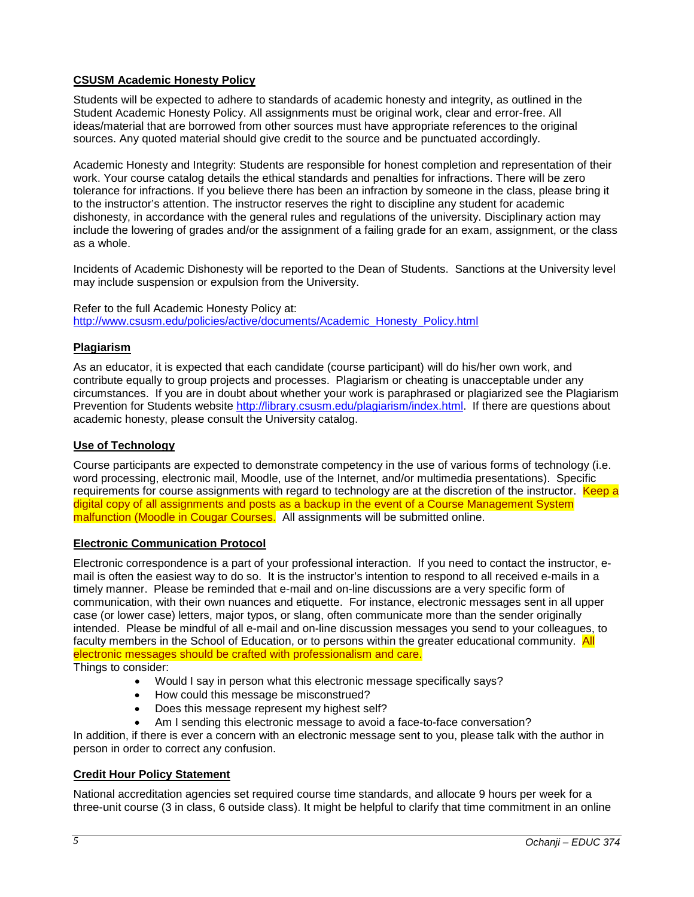**CSUSM Academic Honesty Policy**

Students will be expected to adhere to standards of academic honesty and integrity, as outlined in the Student Academic Honesty Policy. All assignments must be original work, clear and error-free. All ideas/material that are borrowed from other sources must have appropriate references to the original sources. Any quoted material should give credit to the source and be punctuated accordingly.

Academic Honesty and Integrity: Students are responsible for honest completion and representation of their work. Your course catalog details the ethical standards and penalties for infractions. There will be zero tolerance for infractions. If you believe there has been an infraction by someone in the class, please bring it to the instructor's attention. The instructor reserves the right to discipline any student for academic dishonesty, in accordance with the general rules and regulations of the university. Disciplinary action may include the lowering of grades and/or the assignment of a failing grade for an exam, assignment, or the class as a whole.

Incidents of Academic Dishonesty will be reported to the Dean of Students. Sanctions at the University level may include suspension or expulsion from the University.

Refer to the full Academic Honesty Policy at:
http://www.csusm.edu/policies/active/documents/Academic_Honesty_Policy.html

**Plagiarism**

As an educator, it is expected that each candidate (course participant) will do his/her own work, and contribute equally to group projects and processes. Plagiarism or cheating is unacceptable under any circumstances. If you are in doubt about whether your work is paraphrased or plagiarized see the Plagiarism Prevention for Students website http://library.csusm.edu/plagiarism/index.html. If there are questions about academic honesty, please consult the University catalog.

**Use of Technology**

Course participants are expected to demonstrate competency in the use of various forms of technology (i.e. word processing, electronic mail, Moodle, use of the Internet, and/or multimedia presentations). Specific requirements for course assignments with regard to technology are at the discretion of the instructor. Keep a digital copy of all assignments and posts as a backup in the event of a Course Management System malfunction (Moodle in Cougar Courses. All assignments will be submitted online.

**Electronic Communication Protocol**

Electronic correspondence is a part of your professional interaction. If you need to contact the instructor, e-mail is often the easiest way to do so. It is the instructor's intention to respond to all received e-mails in a timely manner. Please be reminded that e-mail and on-line discussions are a very specific form of communication, with their own nuances and etiquette. For instance, electronic messages sent in all upper case (or lower case) letters, major typos, or slang, often communicate more than the sender originally intended. Please be mindful of all e-mail and on-line discussion messages you send to your colleagues, to faculty members in the School of Education, or to persons within the greater educational community. All electronic messages should be crafted with professionalism and care.

Things to consider:

- Would I say in person what this electronic message specifically says?
- How could this message be misconstrued?
- Does this message represent my highest self?
- Am I sending this electronic message to avoid a face-to-face conversation?

In addition, if there is ever a concern with an electronic message sent to you, please talk with the author in person in order to correct any confusion.

**Credit Hour Policy Statement**

National accreditation agencies set required course time standards, and allocate 9 hours per week for a three-unit course (3 in class, 6 outside class). It might be helpful to clarify that time commitment in an online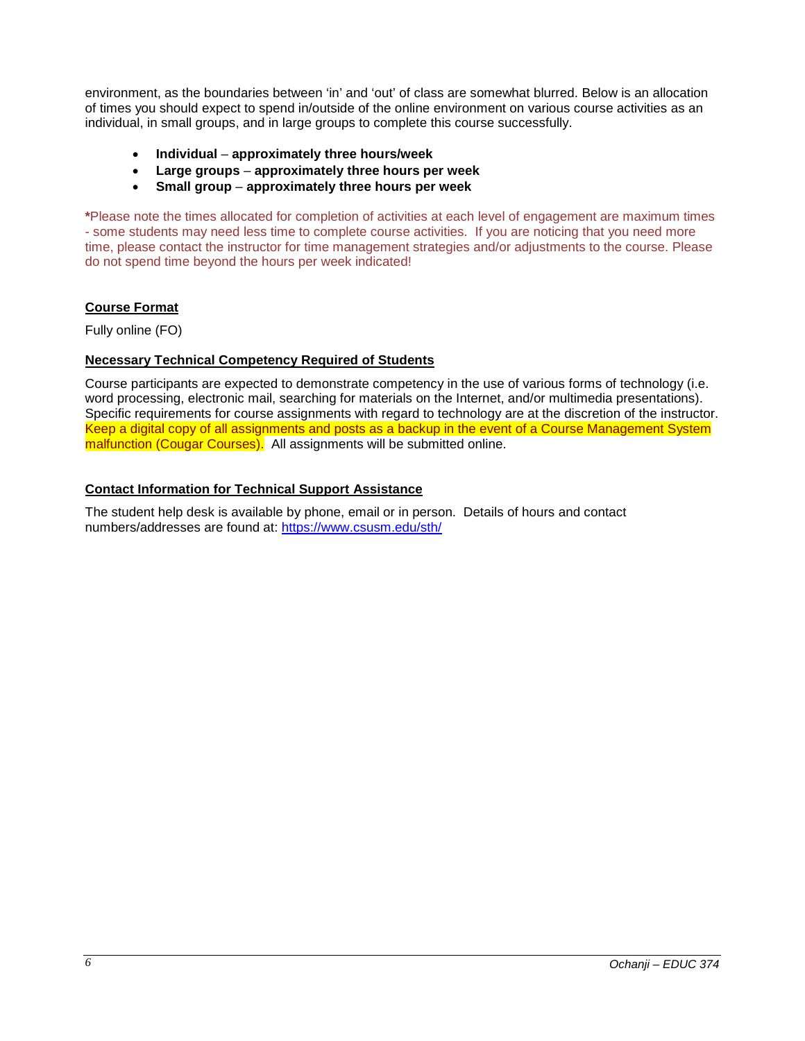environment, as the boundaries between 'in' and 'out' of class are somewhat blurred. Below is an allocation of times you should expect to spend in/outside of the online environment on various course activities as an individual, in small groups, and in large groups to complete this course successfully.

- **Individual** – **approximately three hours/week**
- **Large groups** – **approximately three hours per week**
- **Small group** – **approximately three hours per week**

***Please note the times allocated for completion of activities at each level of engagement are maximum times - some students may need less time to complete course activities. If you are noticing that you need more time, please contact the instructor for time management strategies and/or adjustments to the course. Please do not spend time beyond the hours per week indicated!**

### Course Format

Fully online (FO)

### Necessary Technical Competency Required of Students

Course participants are expected to demonstrate competency in the use of various forms of technology (i.e. word processing, electronic mail, searching for materials on the Internet, and/or multimedia presentations). Specific requirements for course assignments with regard to technology are at the discretion of the instructor. Keep a digital copy of all assignments and posts as a backup in the event of a Course Management System malfunction (Cougar Courses). All assignments will be submitted online.

### Contact Information for Technical Support Assistance

The student help desk is available by phone, email or in person. Details of hours and contact numbers/addresses are found at: https://www.csusm.edu/sth/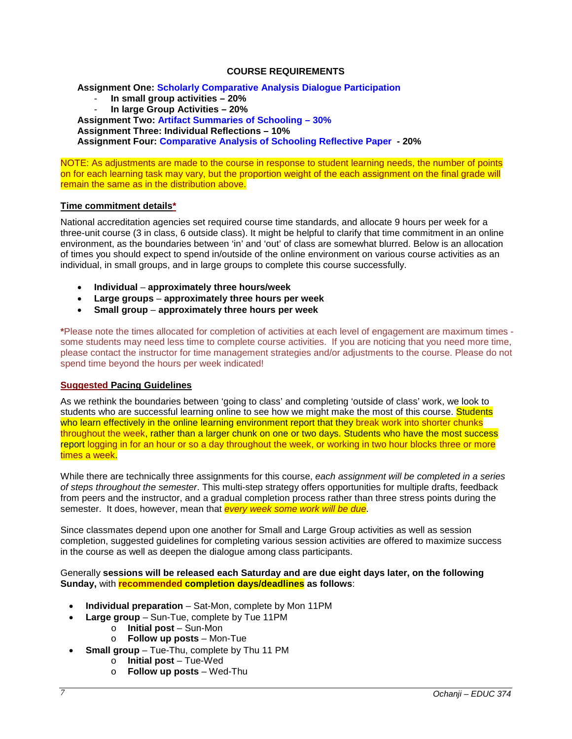## COURSE REQUIREMENTS

**Assignment One: Scholarly Comparative Analysis Dialogue Participation**

- **In small group activities – 20%**
- **In large Group Activities – 20%**

**Assignment Two: Artifact Summaries of Schooling – 30%**
**Assignment Three: Individual Reflections – 10%**
**Assignment Four: Comparative Analysis of Schooling Reflective Paper - 20%**

NOTE: As adjustments are made to the course in response to student learning needs, the number of points on for each learning task may vary, but the proportion weight of the each assignment on the final grade will remain the same as in the distribution above.

**Time commitment details***

National accreditation agencies set required course time standards, and allocate 9 hours per week for a three-unit course (3 in class, 6 outside class). It might be helpful to clarify that time commitment in an online environment, as the boundaries between 'in' and 'out' of class are somewhat blurred. Below is an allocation of times you should expect to spend in/outside of the online environment on various course activities as an individual, in small groups, and in large groups to complete this course successfully.

- **Individual** – **approximately three hours/week**
- **Large groups** – **approximately three hours per week**
- **Small group** – **approximately three hours per week**

***Please note the times allocated for completion of activities at each level of engagement are maximum times - some students may need less time to complete course activities. If you are noticing that you need more time, please contact the instructor for time management strategies and/or adjustments to the course. Please do not spend time beyond the hours per week indicated!

**Suggested Pacing Guidelines**

As we rethink the boundaries between 'going to class' and completing 'outside of class' work, we look to students who are successful learning online to see how we might make the most of this course. Students who learn effectively in the online learning environment report that they break work into shorter chunks throughout the week, rather than a larger chunk on one or two days. Students who have the most success report logging in for an hour or so a day throughout the week, or working in two hour blocks three or more times a week.

While there are technically three assignments for this course, *each assignment will be completed in a series of steps throughout the semester*. This multi-step strategy offers opportunities for multiple drafts, feedback from peers and the instructor, and a gradual completion process rather than three stress points during the semester. It does, however, mean that *every week some work will be due*.

Since classmates depend upon one another for Small and Large Group activities as well as session completion, suggested guidelines for completing various session activities are offered to maximize success in the course as well as deepen the dialogue among class participants.

Generally **sessions will be released each Saturday and are due eight days later, on the following Sunday,** with **recommended completion days/deadlines** as follows:

- **Individual preparation** – Sat-Mon, complete by Mon 11PM
- **Large group** – Sun-Tue, complete by Tue 11PM
  - **Initial post** – Sun-Mon
  - **Follow up posts** – Mon-Tue
- **Small group** – Tue-Thu, complete by Thu 11 PM
  - **Initial post** – Tue-Wed
  - **Follow up posts** – Wed-Thu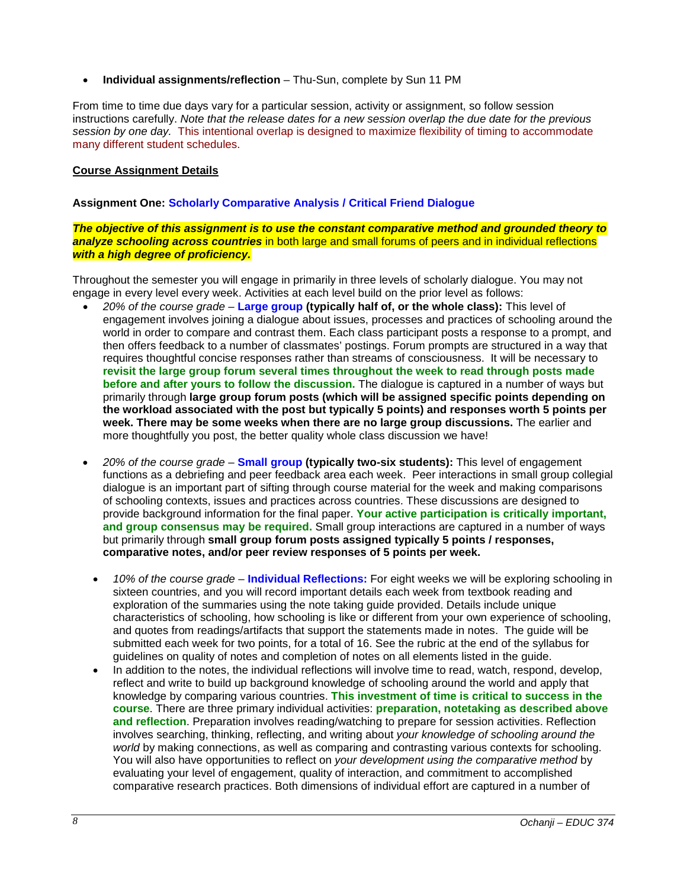- **Individual assignments/reflection** – Thu-Sun, complete by Sun 11 PM

From time to time due days vary for a particular session, activity or assignment, so follow session instructions carefully. *Note that the release dates for a new session overlap the due date for the previous session by one day.* This intentional overlap is designed to maximize flexibility of timing to accommodate many different student schedules.

**Course Assignment Details**

**Assignment One: Scholarly Comparative Analysis / Critical Friend Dialogue**

***The objective of this assignment is to use the constant comparative method and grounded theory to analyze schooling across countries*** in both large and small forums of peers and in individual reflections ***with a high degree of proficiency.***

Throughout the semester you will engage in primarily in three levels of scholarly dialogue. You may not engage in every level every week. Activities at each level build on the prior level as follows:

- *20% of the course grade* – **Large group (typically half of, or the whole class):** This level of engagement involves joining a dialogue about issues, processes and practices of schooling around the world in order to compare and contrast them. Each class participant posts a response to a prompt, and then offers feedback to a number of classmates' postings. Forum prompts are structured in a way that requires thoughtful concise responses rather than streams of consciousness. It will be necessary to **revisit the large group forum several times throughout the week to read through posts made before and after yours to follow the discussion.** The dialogue is captured in a number of ways but primarily through **large group forum posts (which will be assigned specific points depending on the workload associated with the post but typically 5 points) and responses worth 5 points per week. There may be some weeks when there are no large group discussions.** The earlier and more thoughtfully you post, the better quality whole class discussion we have!

- *20% of the course grade* – **Small group (typically two-six students):** This level of engagement functions as a debriefing and peer feedback area each week. Peer interactions in small group collegial dialogue is an important part of sifting through course material for the week and making comparisons of schooling contexts, issues and practices across countries. These discussions are designed to provide background information for the final paper. **Your active participation is critically important, and group consensus may be required.** Small group interactions are captured in a number of ways but primarily through **small group forum posts assigned typically 5 points / responses, comparative notes, and/or peer review responses of 5 points per week.**

  - *10% of the course grade* – **Individual Reflections:** For eight weeks we will be exploring schooling in sixteen countries, and you will record important details each week from textbook reading and exploration of the summaries using the note taking guide provided. Details include unique characteristics of schooling, how schooling is like or different from your own experience of schooling, and quotes from readings/artifacts that support the statements made in notes. The guide will be submitted each week for two points, for a total of 16. See the rubric at the end of the syllabus for guidelines on quality of notes and completion of notes on all elements listed in the guide.
  - In addition to the notes, the individual reflections will involve time to read, watch, respond, develop, reflect and write to build up background knowledge of schooling around the world and apply that knowledge by comparing various countries. **This investment of time is critical to success in the course**. There are three primary individual activities: **preparation, notetaking as described above and reflection**. Preparation involves reading/watching to prepare for session activities. Reflection involves searching, thinking, reflecting, and writing about *your knowledge of schooling around the world* by making connections, as well as comparing and contrasting various contexts for schooling. You will also have opportunities to reflect on *your development using the comparative method* by evaluating your level of engagement, quality of interaction, and commitment to accomplished comparative research practices. Both dimensions of individual effort are captured in a number of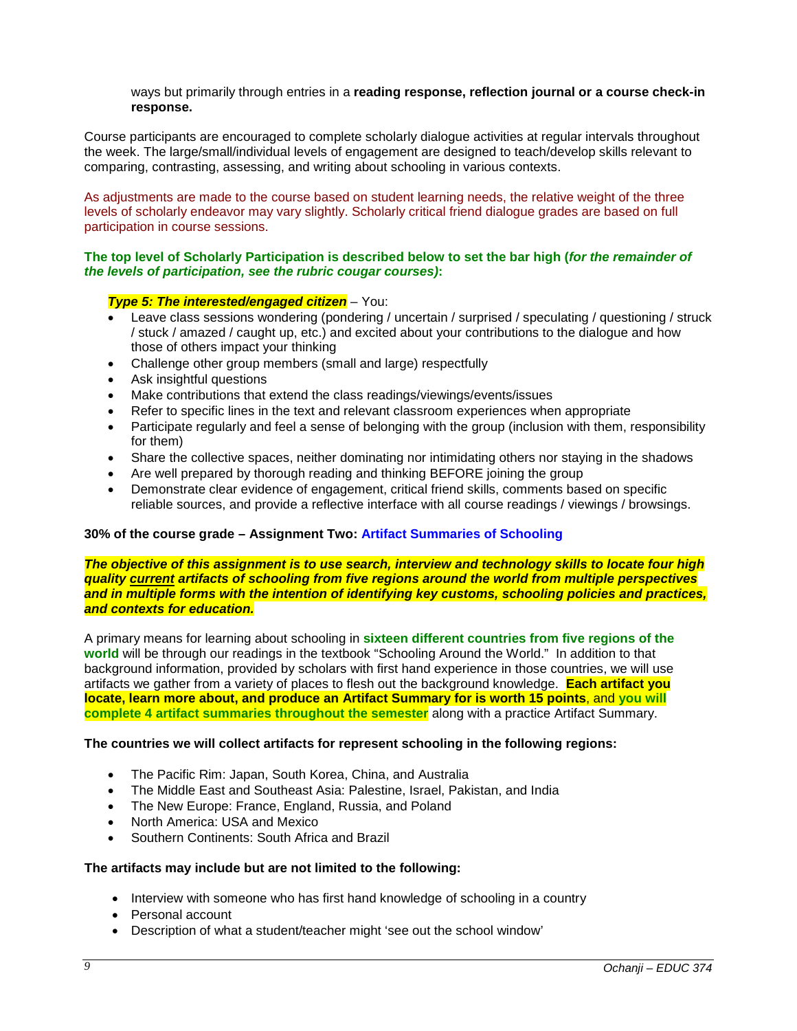ways but primarily through entries in a **reading response, reflection journal or a course check-in response.**

Course participants are encouraged to complete scholarly dialogue activities at regular intervals throughout the week. The large/small/individual levels of engagement are designed to teach/develop skills relevant to comparing, contrasting, assessing, and writing about schooling in various contexts.

As adjustments are made to the course based on student learning needs, the relative weight of the three levels of scholarly endeavor may vary slightly. Scholarly critical friend dialogue grades are based on full participation in course sessions.

**The top level of Scholarly Participation is described below to set the bar high (*for the remainder of the levels of participation, see the rubric cougar courses)*:**

***Type 5: The interested/engaged citizen*** – You:

- Leave class sessions wondering (pondering / uncertain / surprised / speculating / questioning / struck / stuck / amazed / caught up, etc.) and excited about your contributions to the dialogue and how those of others impact your thinking
- Challenge other group members (small and large) respectfully
- Ask insightful questions
- Make contributions that extend the class readings/viewings/events/issues
- Refer to specific lines in the text and relevant classroom experiences when appropriate
- Participate regularly and feel a sense of belonging with the group (inclusion with them, responsibility for them)
- Share the collective spaces, neither dominating nor intimidating others nor staying in the shadows
- Are well prepared by thorough reading and thinking BEFORE joining the group
- Demonstrate clear evidence of engagement, critical friend skills, comments based on specific reliable sources, and provide a reflective interface with all course readings / viewings / browsings.

**30% of the course grade – Assignment Two: Artifact Summaries of Schooling**

***The objective of this assignment is to use search, interview and technology skills to locate four high quality current artifacts of schooling from five regions around the world from multiple perspectives and in multiple forms with the intention of identifying key customs, schooling policies and practices, and contexts for education.***

A primary means for learning about schooling in **sixteen different countries from five regions of the world** will be through our readings in the textbook "Schooling Around the World." In addition to that background information, provided by scholars with first hand experience in those countries, we will use artifacts we gather from a variety of places to flesh out the background knowledge. **Each artifact you locate, learn more about, and produce an Artifact Summary for is worth 15 points**, and **you will complete 4 artifact summaries throughout the semester** along with a practice Artifact Summary.

**The countries we will collect artifacts for represent schooling in the following regions:**

- The Pacific Rim: Japan, South Korea, China, and Australia
- The Middle East and Southeast Asia: Palestine, Israel, Pakistan, and India
- The New Europe: France, England, Russia, and Poland
- North America: USA and Mexico
- Southern Continents: South Africa and Brazil

**The artifacts may include but are not limited to the following:**

- Interview with someone who has first hand knowledge of schooling in a country
- Personal account
- Description of what a student/teacher might 'see out the school window'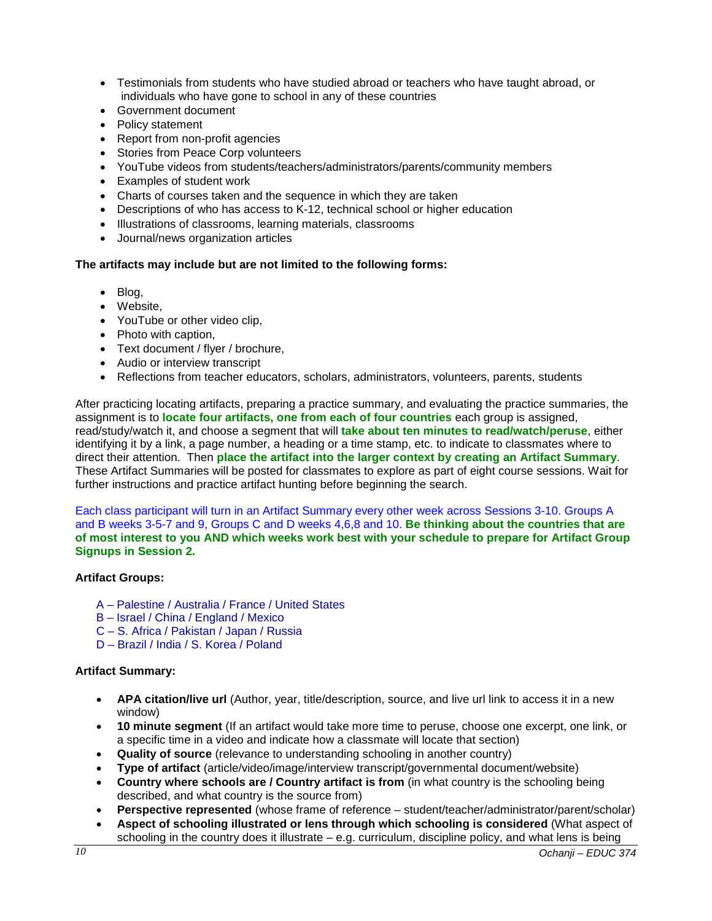- Testimonials from students who have studied abroad or teachers who have taught abroad, or individuals who have gone to school in any of these countries
- Government document
- Policy statement
- Report from non-profit agencies
- Stories from Peace Corp volunteers
- YouTube videos from students/teachers/administrators/parents/community members
- Examples of student work
- Charts of courses taken and the sequence in which they are taken
- Descriptions of who has access to K-12, technical school or higher education
- Illustrations of classrooms, learning materials, classrooms
- Journal/news organization articles

**The artifacts may include but are not limited to the following forms:**

- Blog,
- Website,
- YouTube or other video clip,
- Photo with caption,
- Text document / flyer / brochure,
- Audio or interview transcript
- Reflections from teacher educators, scholars, administrators, volunteers, parents, students

After practicing locating artifacts, preparing a practice summary, and evaluating the practice summaries, the assignment is to **locate four artifacts, one from each of four countries** each group is assigned, read/study/watch it, and choose a segment that will **take about ten minutes to read/watch/peruse**, either identifying it by a link, a page number, a heading or a time stamp, etc. to indicate to classmates where to direct their attention. Then **place the artifact into the larger context by creating an Artifact Summary**. These Artifact Summaries will be posted for classmates to explore as part of eight course sessions. Wait for further instructions and practice artifact hunting before beginning the search.

Each class participant will turn in an Artifact Summary every other week across Sessions 3-10. Groups A and B weeks 3-5-7 and 9, Groups C and D weeks 4,6,8 and 10. **Be thinking about the countries that are of most interest to you AND which weeks work best with your schedule to prepare for Artifact Group Signups in Session 2.**

**Artifact Groups:**

A – Palestine / Australia / France / United States
B – Israel / China / England / Mexico
C – S. Africa / Pakistan / Japan / Russia
D – Brazil / India / S. Korea / Poland

**Artifact Summary:**

- **APA citation/live url** (Author, year, title/description, source, and live url link to access it in a new window)
- **10 minute segment** (If an artifact would take more time to peruse, choose one excerpt, one link, or a specific time in a video and indicate how a classmate will locate that section)
- **Quality of source** (relevance to understanding schooling in another country)
- **Type of artifact** (article/video/image/interview transcript/governmental document/website)
- **Country where schools are / Country artifact is from** (in what country is the schooling being described, and what country is the source from)
- **Perspective represented** (whose frame of reference – student/teacher/administrator/parent/scholar)
- **Aspect of schooling illustrated or lens through which schooling is considered** (What aspect of schooling in the country does it illustrate – e.g. curriculum, discipline policy, and what lens is being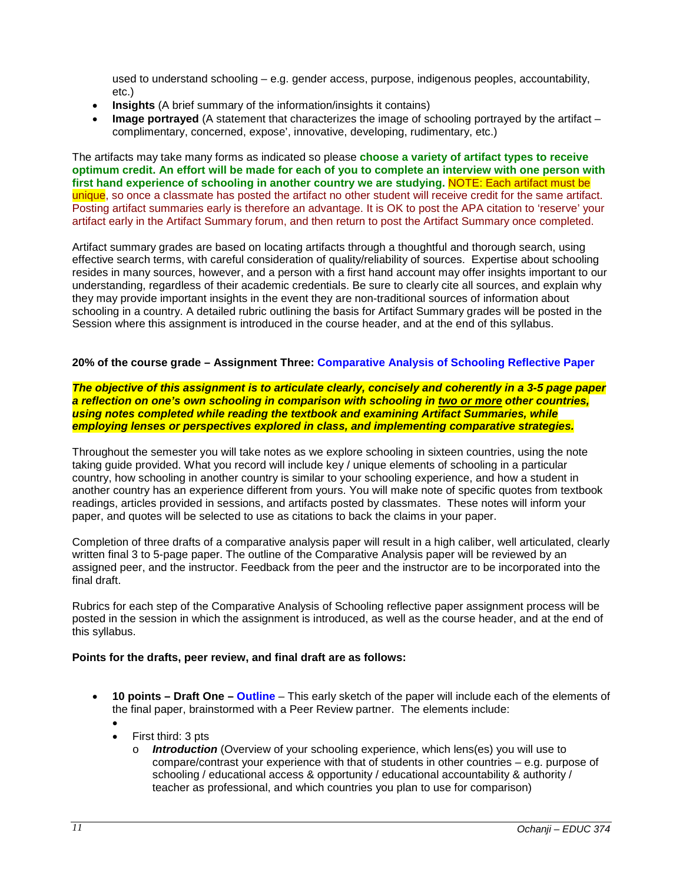used to understand schooling – e.g. gender access, purpose, indigenous peoples, accountability, etc.)

- **Insights** (A brief summary of the information/insights it contains)
- **Image portrayed** (A statement that characterizes the image of schooling portrayed by the artifact – complimentary, concerned, expose', innovative, developing, rudimentary, etc.)

The artifacts may take many forms as indicated so please **choose a variety of artifact types to receive optimum credit. An effort will be made for each of you to complete an interview with one person with first hand experience of schooling in another country we are studying.** NOTE: Each artifact must be unique, so once a classmate has posted the artifact no other student will receive credit for the same artifact. Posting artifact summaries early is therefore an advantage. It is OK to post the APA citation to 'reserve' your artifact early in the Artifact Summary forum, and then return to post the Artifact Summary once completed.

Artifact summary grades are based on locating artifacts through a thoughtful and thorough search, using effective search terms, with careful consideration of quality/reliability of sources. Expertise about schooling resides in many sources, however, and a person with a first hand account may offer insights important to our understanding, regardless of their academic credentials. Be sure to clearly cite all sources, and explain why they may provide important insights in the event they are non-traditional sources of information about schooling in a country. A detailed rubric outlining the basis for Artifact Summary grades will be posted in the Session where this assignment is introduced in the course header, and at the end of this syllabus.

**20% of the course grade – Assignment Three: Comparative Analysis of Schooling Reflective Paper**

***The objective of this assignment is to articulate clearly, concisely and coherently in a 3-5 page paper a reflection on one's own schooling in comparison with schooling in two or more other countries, using notes completed while reading the textbook and examining Artifact Summaries, while employing lenses or perspectives explored in class, and implementing comparative strategies.***

Throughout the semester you will take notes as we explore schooling in sixteen countries, using the note taking guide provided. What you record will include key / unique elements of schooling in a particular country, how schooling in another country is similar to your schooling experience, and how a student in another country has an experience different from yours. You will make note of specific quotes from textbook readings, articles provided in sessions, and artifacts posted by classmates. These notes will inform your paper, and quotes will be selected to use as citations to back the claims in your paper.

Completion of three drafts of a comparative analysis paper will result in a high caliber, well articulated, clearly written final 3 to 5-page paper. The outline of the Comparative Analysis paper will be reviewed by an assigned peer, and the instructor. Feedback from the peer and the instructor are to be incorporated into the final draft.

Rubrics for each step of the Comparative Analysis of Schooling reflective paper assignment process will be posted in the session in which the assignment is introduced, as well as the course header, and at the end of this syllabus.

**Points for the drafts, peer review, and final draft are as follows:**

- **10 points – Draft One – Outline** – This early sketch of the paper will include each of the elements of the final paper, brainstormed with a Peer Review partner. The elements include:
  - First third: 3 pts
    - ***Introduction*** (Overview of your schooling experience, which lens(es) you will use to compare/contrast your experience with that of students in other countries – e.g. purpose of schooling / educational access & opportunity / educational accountability & authority / teacher as professional, and which countries you plan to use for comparison)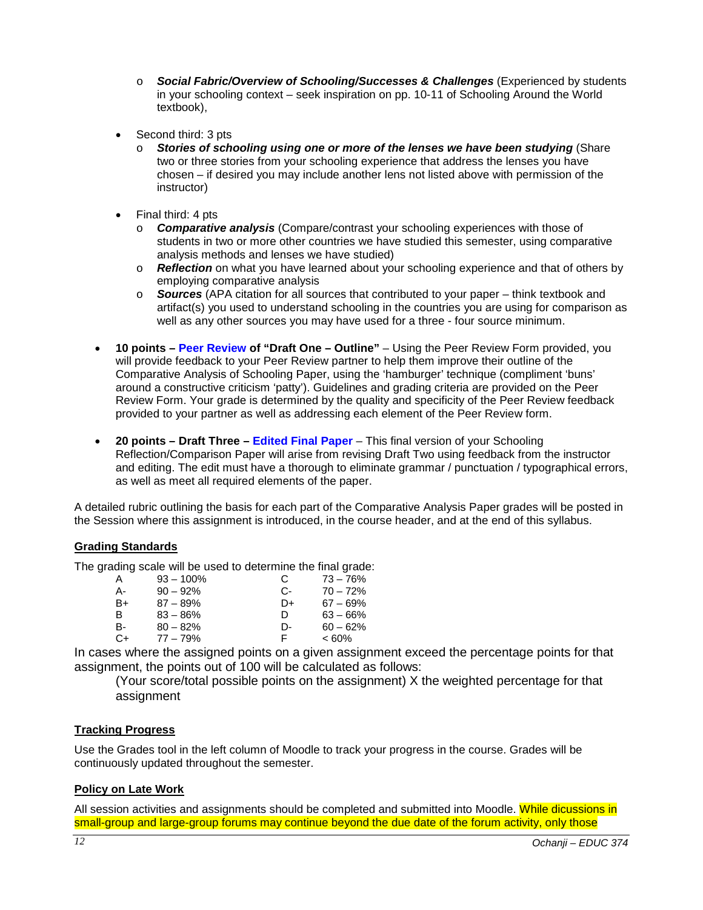- ***Social Fabric/Overview of Schooling/Successes & Challenges*** (Experienced by students in your schooling context – seek inspiration on pp. 10-11 of Schooling Around the World textbook),

  - Second third: 3 pts
    - ***Stories of schooling using one or more of the lenses we have been studying*** (Share two or three stories from your schooling experience that address the lenses you have chosen – if desired you may include another lens not listed above with permission of the instructor)

  - Final third: 4 pts
    - ***Comparative analysis*** (Compare/contrast your schooling experiences with those of students in two or more other countries we have studied this semester, using comparative analysis methods and lenses we have studied)
    - ***Reflection*** on what you have learned about your schooling experience and that of others by employing comparative analysis
    - ***Sources*** (APA citation for all sources that contributed to your paper – think textbook and artifact(s) you used to understand schooling in the countries you are using for comparison as well as any other sources you may have used for a three - four source minimum.

- **10 points – Peer Review of "Draft One – Outline"** – Using the Peer Review Form provided, you will provide feedback to your Peer Review partner to help them improve their outline of the Comparative Analysis of Schooling Paper, using the 'hamburger' technique (compliment 'buns' around a constructive criticism 'patty'). Guidelines and grading criteria are provided on the Peer Review Form. Your grade is determined by the quality and specificity of the Peer Review feedback provided to your partner as well as addressing each element of the Peer Review form.

- **20 points – Draft Three – Edited Final Paper** – This final version of your Schooling Reflection/Comparison Paper will arise from revising Draft Two using feedback from the instructor and editing. The edit must have a thorough to eliminate grammar / punctuation / typographical errors, as well as meet all required elements of the paper.

A detailed rubric outlining the basis for each part of the Comparative Analysis Paper grades will be posted in the Session where this assignment is introduced, in the course header, and at the end of this syllabus.

## Grading Standards

The grading scale will be used to determine the final grade:

| | | | |
|---|---|---|---|
| A | 93 – 100% | C | 73 – 76% |
| A- | 90 – 92% | C- | 70 – 72% |
| B+ | 87 – 89% | D+ | 67 – 69% |
| B | 83 – 86% | D | 63 – 66% |
| B- | 80 – 82% | D- | 60 – 62% |
| C+ | 77 – 79% | F | < 60% |

In cases where the assigned points on a given assignment exceed the percentage points for that assignment, the points out of 100 will be calculated as follows:

(Your score/total possible points on the assignment) X the weighted percentage for that assignment

## Tracking Progress

Use the Grades tool in the left column of Moodle to track your progress in the course. Grades will be continuously updated throughout the semester.

## Policy on Late Work

All session activities and assignments should be completed and submitted into Moodle. While dicussions in small-group and large-group forums may continue beyond the due date of the forum activity, only those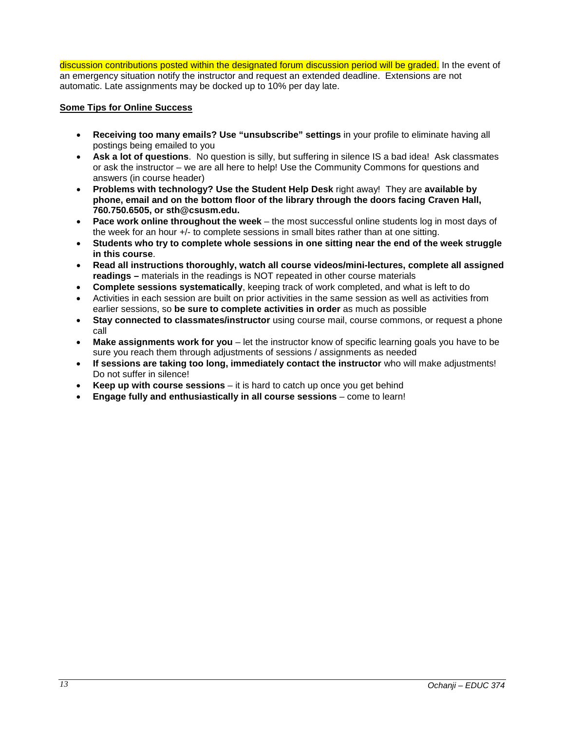discussion contributions posted within the designated forum discussion period will be graded. In the event of an emergency situation notify the instructor and request an extended deadline. Extensions are not automatic. Late assignments may be docked up to 10% per day late.

**Some Tips for Online Success**

- **Receiving too many emails? Use "unsubscribe" settings** in your profile to eliminate having all postings being emailed to you
- **Ask a lot of questions**. No question is silly, but suffering in silence IS a bad idea! Ask classmates or ask the instructor – we are all here to help! Use the Community Commons for questions and answers (in course header)
- **Problems with technology? Use the Student Help Desk** right away! They are **available by phone, email and on the bottom floor of the library through the doors facing Craven Hall, 760.750.6505, or sth@csusm.edu.**
- **Pace work online throughout the week** – the most successful online students log in most days of the week for an hour +/- to complete sessions in small bites rather than at one sitting.
- **Students who try to complete whole sessions in one sitting near the end of the week struggle in this course**.
- **Read all instructions thoroughly, watch all course videos/mini-lectures, complete all assigned readings –** materials in the readings is NOT repeated in other course materials
- **Complete sessions systematically**, keeping track of work completed, and what is left to do
- Activities in each session are built on prior activities in the same session as well as activities from earlier sessions, so **be sure to complete activities in order** as much as possible
- **Stay connected to classmates/instructor** using course mail, course commons, or request a phone call
- **Make assignments work for you** – let the instructor know of specific learning goals you have to be sure you reach them through adjustments of sessions / assignments as needed
- **If sessions are taking too long, immediately contact the instructor** who will make adjustments! Do not suffer in silence!
- **Keep up with course sessions** – it is hard to catch up once you get behind
- **Engage fully and enthusiastically in all course sessions** – come to learn!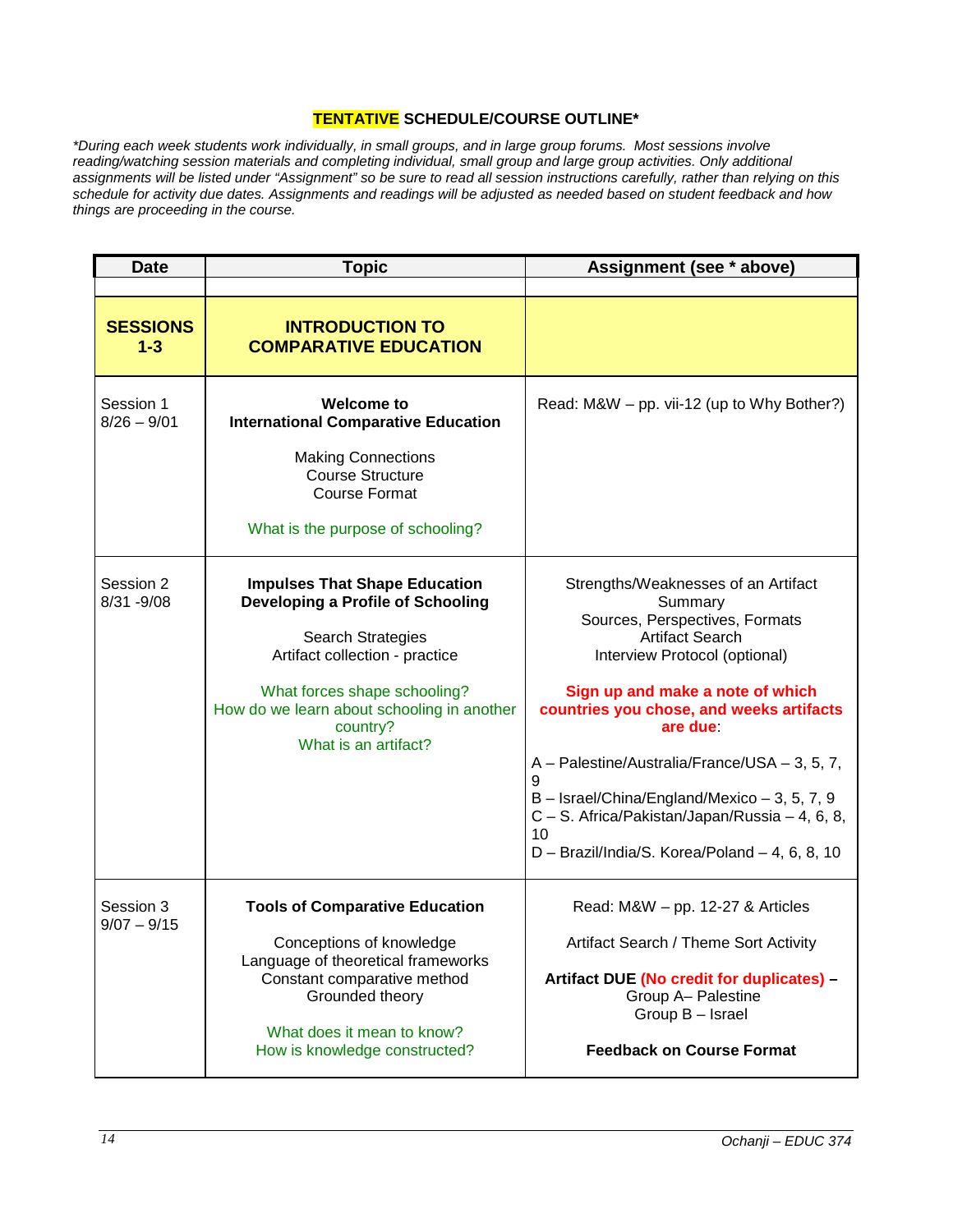## TENTATIVE SCHEDULE/COURSE OUTLINE*

*\*During each week students work individually, in small groups, and in large group forums. Most sessions involve reading/watching session materials and completing individual, small group and large group activities. Only additional assignments will be listed under "Assignment" so be sure to read all session instructions carefully, rather than relying on this schedule for activity due dates. Assignments and readings will be adjusted as needed based on student feedback and how things are proceeding in the course.*

| Date | Topic | Assignment (see * above) |
|---|---|---|
| | | |
| **SESSIONS 1-3** | **INTRODUCTION TO COMPARATIVE EDUCATION** | |
| Session 1<br>8/26 – 9/01 | **Welcome to International Comparative Education**<br><br>Making Connections<br>Course Structure<br>Course Format<br><br>What is the purpose of schooling? | Read: M&W – pp. vii-12 (up to Why Bother?) |
| Session 2<br>8/31 -9/08 | **Impulses That Shape Education**<br>**Developing a Profile of Schooling**<br><br>Search Strategies<br>Artifact collection - practice<br><br>What forces shape schooling?<br>How do we learn about schooling in another country?<br>What is an artifact? | Strengths/Weaknesses of an Artifact<br>Summary<br>Sources, Perspectives, Formats<br>Artifact Search<br>Interview Protocol (optional)<br><br>**Sign up and make a note of which countries you chose, and weeks artifacts are due**:<br><br>A – Palestine/Australia/France/USA – 3, 5, 7, 9<br>B – Israel/China/England/Mexico – 3, 5, 7, 9<br>C – S. Africa/Pakistan/Japan/Russia – 4, 6, 8, 10<br>D – Brazil/India/S. Korea/Poland – 4, 6, 8, 10 |
| Session 3<br>9/07 – 9/15 | **Tools of Comparative Education**<br><br>Conceptions of knowledge<br>Language of theoretical frameworks<br>Constant comparative method<br>Grounded theory<br><br>What does it mean to know?<br>How is knowledge constructed? | Read: M&W – pp. 12-27 & Articles<br><br>Artifact Search / Theme Sort Activity<br><br>**Artifact DUE (No credit for duplicates) –**<br>Group A– Palestine<br>Group B – Israel<br><br>**Feedback on Course Format** |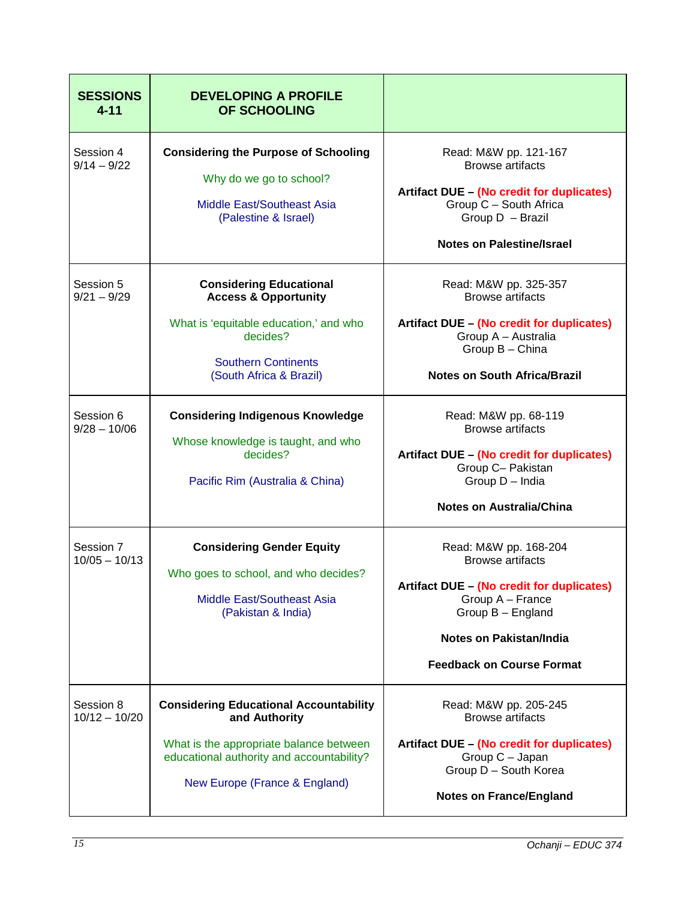| **SESSIONS 4-11** | **DEVELOPING A PROFILE OF SCHOOLING** | |
|---|---|---|
| Session 4<br>9/14 – 9/22 | **Considering the Purpose of Schooling**<br><br>Why do we go to school?<br><br>Middle East/Southeast Asia<br>(Palestine & Israel) | Read: M&W pp. 121-167<br>Browse artifacts<br><br>**Artifact DUE – (No credit for duplicates)**<br>Group C – South Africa<br>Group D – Brazil<br><br>**Notes on Palestine/Israel** |
| Session 5<br>9/21 – 9/29 | **Considering Educational Access & Opportunity**<br><br>What is 'equitable education,' and who decides?<br><br>Southern Continents<br>(South Africa & Brazil) | Read: M&W pp. 325-357<br>Browse artifacts<br><br>**Artifact DUE – (No credit for duplicates)**<br>Group A – Australia<br>Group B – China<br><br>**Notes on South Africa/Brazil** |
| Session 6<br>9/28 – 10/06 | **Considering Indigenous Knowledge**<br><br>Whose knowledge is taught, and who decides?<br><br>Pacific Rim (Australia & China) | Read: M&W pp. 68-119<br>Browse artifacts<br><br>**Artifact DUE – (No credit for duplicates)**<br>Group C– Pakistan<br>Group D – India<br><br>**Notes on Australia/China** |
| Session 7<br>10/05 – 10/13 | **Considering Gender Equity**<br><br>Who goes to school, and who decides?<br><br>Middle East/Southeast Asia<br>(Pakistan & India) | Read: M&W pp. 168-204<br>Browse artifacts<br><br>**Artifact DUE – (No credit for duplicates)**<br>Group A – France<br>Group B – England<br><br>**Notes on Pakistan/India**<br><br>**Feedback on Course Format** |
| Session 8<br>10/12 – 10/20 | **Considering Educational Accountability and Authority**<br><br>What is the appropriate balance between educational authority and accountability?<br><br>New Europe (France & England) | Read: M&W pp. 205-245<br>Browse artifacts<br><br>**Artifact DUE – (No credit for duplicates)**<br>Group C – Japan<br>Group D – South Korea<br><br>**Notes on France/England** |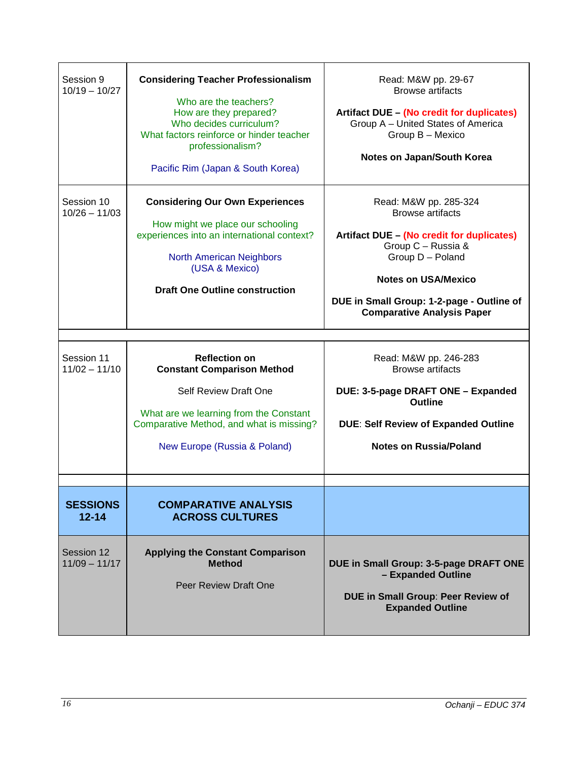| | | |
|---|---|---|
| Session 9<br>10/19 – 10/27 | **Considering Teacher Professionalism**<br><br>Who are the teachers?<br>How are they prepared?<br>Who decides curriculum?<br>What factors reinforce or hinder teacher professionalism?<br><br>Pacific Rim (Japan & South Korea) | Read: M&W pp. 29-67<br>Browse artifacts<br><br>**Artifact DUE – (No credit for duplicates)**<br>Group A – United States of America<br>Group B – Mexico<br><br>**Notes on Japan/South Korea** |
| Session 10<br>10/26 – 11/03 | **Considering Our Own Experiences**<br><br>How might we place our schooling experiences into an international context?<br><br>North American Neighbors<br>(USA & Mexico)<br><br>**Draft One Outline construction** | Read: M&W pp. 285-324<br>Browse artifacts<br><br>**Artifact DUE – (No credit for duplicates)**<br>Group C – Russia &<br>Group D – Poland<br><br>**Notes on USA/Mexico**<br><br>**DUE in Small Group: 1-2-page - Outline of Comparative Analysis Paper** |
| | | |
| Session 11<br>11/02 – 11/10 | **Reflection on**<br>**Constant Comparison Method**<br><br>Self Review Draft One<br><br>What are we learning from the Constant Comparative Method, and what is missing?<br><br>New Europe (Russia & Poland) | Read: M&W pp. 246-283<br>Browse artifacts<br><br>**DUE: 3-5-page DRAFT ONE – Expanded Outline**<br><br>**DUE**: **Self Review of Expanded Outline**<br><br>**Notes on Russia/Poland** |
| | | |
| **SESSIONS 12-14** | **COMPARATIVE ANALYSIS ACROSS CULTURES** | |
| Session 12<br>11/09 – 11/17 | **Applying the Constant Comparison Method**<br><br>Peer Review Draft One | **DUE in Small Group: 3-5-page DRAFT ONE – Expanded Outline**<br><br>**DUE in Small Group**: **Peer Review of Expanded Outline** |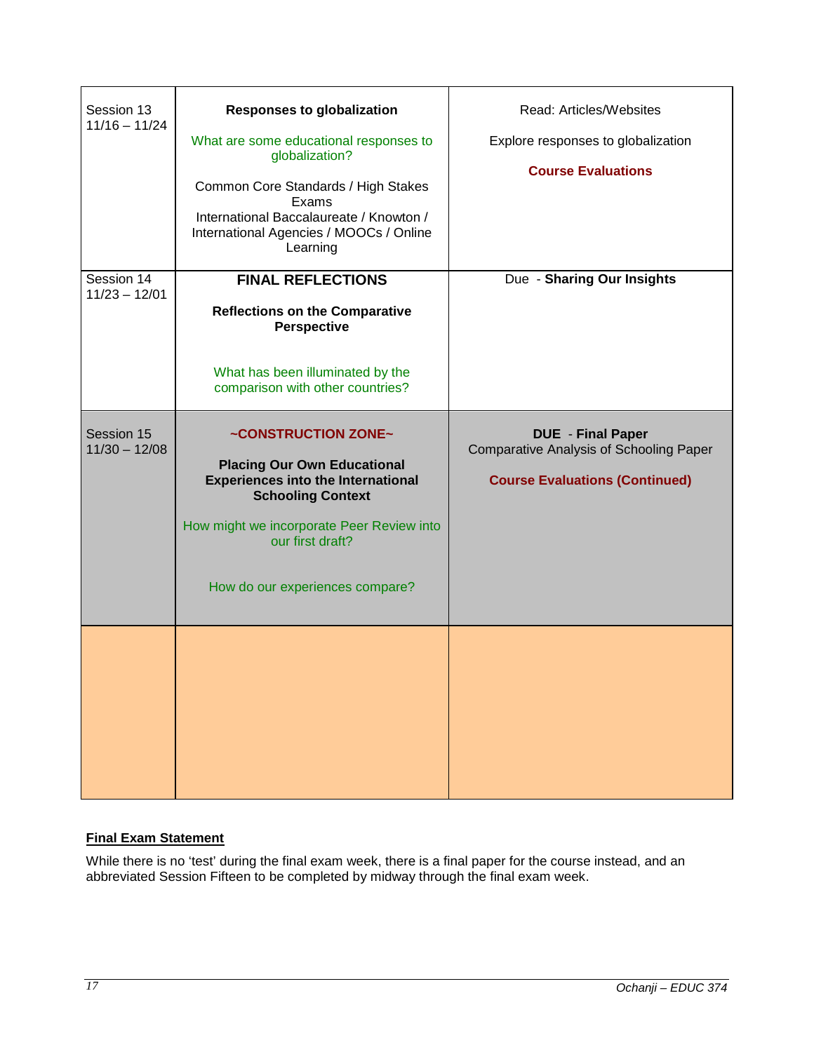| | | |
|---|---|---|
| Session 13<br>11/16 – 11/24 | **Responses to globalization**<br><br>What are some educational responses to globalization?<br><br>Common Core Standards / High Stakes Exams<br>International Baccalaureate / Knowton / International Agencies / MOOCs / Online Learning | Read: Articles/Websites<br><br>Explore responses to globalization<br><br>**Course Evaluations** |
| Session 14<br>11/23 – 12/01 | **FINAL REFLECTIONS**<br><br>**Reflections on the Comparative Perspective**<br><br>What has been illuminated by the comparison with other countries? | Due - **Sharing Our Insights** |
| Session 15<br>11/30 – 12/08 | **~CONSTRUCTION ZONE~**<br><br>**Placing Our Own Educational Experiences into the International Schooling Context**<br><br>How might we incorporate Peer Review into our first draft?<br><br>How do our experiences compare? | **DUE - Final Paper**<br>Comparative Analysis of Schooling Paper<br><br>**Course Evaluations (Continued)** |
| | | |

**Final Exam Statement**

While there is no 'test' during the final exam week, there is a final paper for the course instead, and an abbreviated Session Fifteen to be completed by midway through the final exam week.